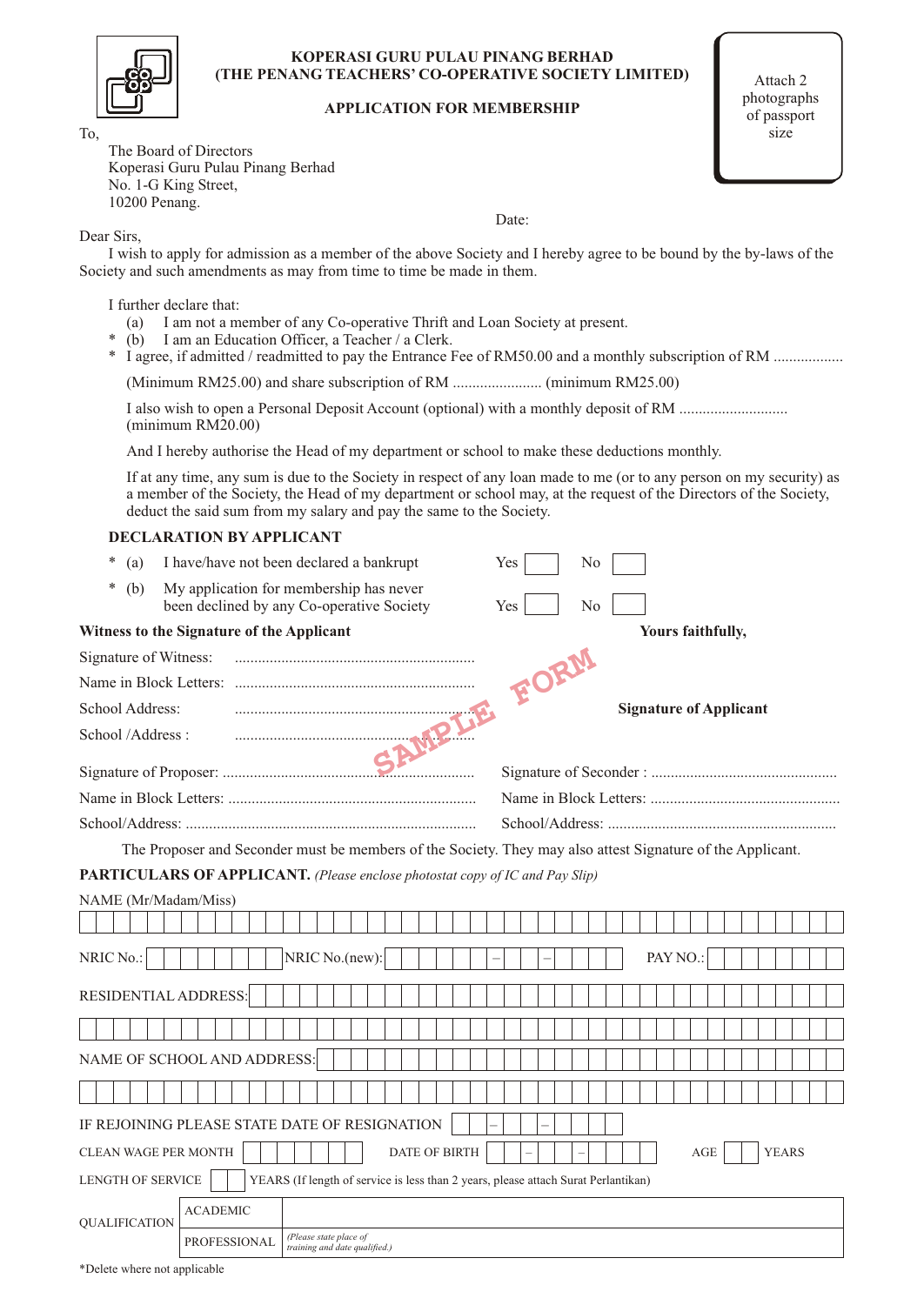# KOPERASI GURU PULAU PINANG BERHAD
## (THE PENANG TEACHERS' CO-OPERATIVE SOCIETY LIMITED)

### APPLICATION FOR MEMBERSHIP

Attach 2 photographs of passport size

To,

The Board of Directors
Koperasi Guru Pulau Pinang Berhad
No. 1-G King Street,
10200 Penang.

Date:

Dear Sirs,

I wish to apply for admission as a member of the above Society and I hereby agree to be bound by the by-laws of the Society and such amendments as may from time to time be made in them.

I further declare that:

(a) I am not a member of any Co-operative Thrift and Loan Society at present.

* (b) I am an Education Officer, a Teacher / a Clerk.

* I agree, if admitted / readmitted to pay the Entrance Fee of RM50.00 and a monthly subscription of RM .................. (Minimum RM25.00) and share subscription of RM ....................... (minimum RM25.00)

I also wish to open a Personal Deposit Account (optional) with a monthly deposit of RM ............................ (minimum RM20.00)

And I hereby authorise the Head of my department or school to make these deductions monthly.

If at any time, any sum is due to the Society in respect of any loan made to me (or to any person on my security) as a member of the Society, the Head of my department or school may, at the request of the Directors of the Society, deduct the said sum from my salary and pay the same to the Society.

**DECLARATION BY APPLICANT**

* (a) I have/have not been declared a bankrupt — Yes [ ] No [ ]
* (b) My application for membership has never been declined by any Co-operative Society — Yes [ ] No [ ]

**Witness to the Signature of the Applicant**

Signature of Witness: .............................................................

Name in Block Letters: .............................................................

School Address: .............................................................

School /Address : .............................................................

**Yours faithfully,**

**Signature of Applicant**

SAMPLE FORM

Signature of Proposer: .............................................................

Name in Block Letters: .............................................................

School/Address: .............................................................

Signature of Seconder : .............................................................

Name in Block Letters: .............................................................

School/Address: .............................................................

The Proposer and Seconder must be members of the Society. They may also attest Signature of the Applicant.

**PARTICULARS OF APPLICANT.** *(Please enclose photostat copy of IC and Pay Slip)*

NAME (Mr/Madam/Miss)

NRIC No.: NRIC No.(new): – – PAY NO.:

RESIDENTIAL ADDRESS:

NAME OF SCHOOL AND ADDRESS:

IF REJOINING PLEASE STATE DATE OF RESIGNATION – –

CLEAN WAGE PER MONTH DATE OF BIRTH – – AGE YEARS

LENGTH OF SERVICE YEARS (If length of service is less than 2 years, please attach Surat Perlantikan)

| QUALIFICATION | ACADEMIC | |
|---|---|---|
| | PROFESSIONAL | *(Please state place of training and date qualified.)* |

*Delete where not applicable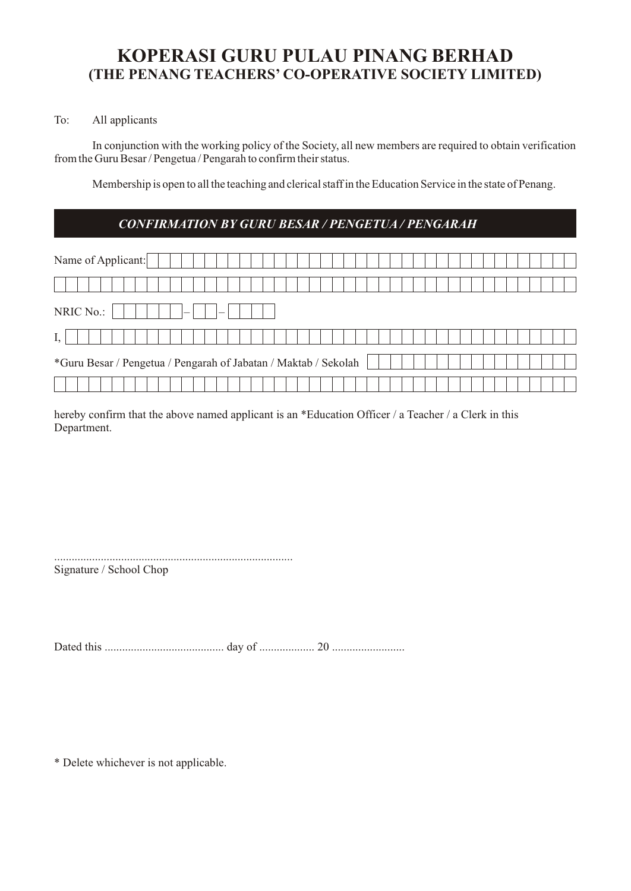# KOPERASI GURU PULAU PINANG BERHAD
## (THE PENANG TEACHERS' CO-OPERATIVE SOCIETY LIMITED)

To: All applicants

In conjunction with the working policy of the Society, all new members are required to obtain verification from the Guru Besar / Pengetua / Pengarah to confirm their status.

Membership is open to all the teaching and clerical staff in the Education Service in the state of Penang.

***CONFIRMATION BY GURU BESAR / PENGETUA / PENGARAH***

Name of Applicant: ______________________________

______________________________

NRIC No.: ______ – __ – ____

I, ______________________________

*Guru Besar / Pengetua / Pengarah of Jabatan / Maktab / Sekolah ______________________________

______________________________

hereby confirm that the above named applicant is an *Education Officer / a Teacher / a Clerk in this Department.

.................................................................................
Signature / School Chop

Dated this ......................................... day of .................. 20 .........................

* Delete whichever is not applicable.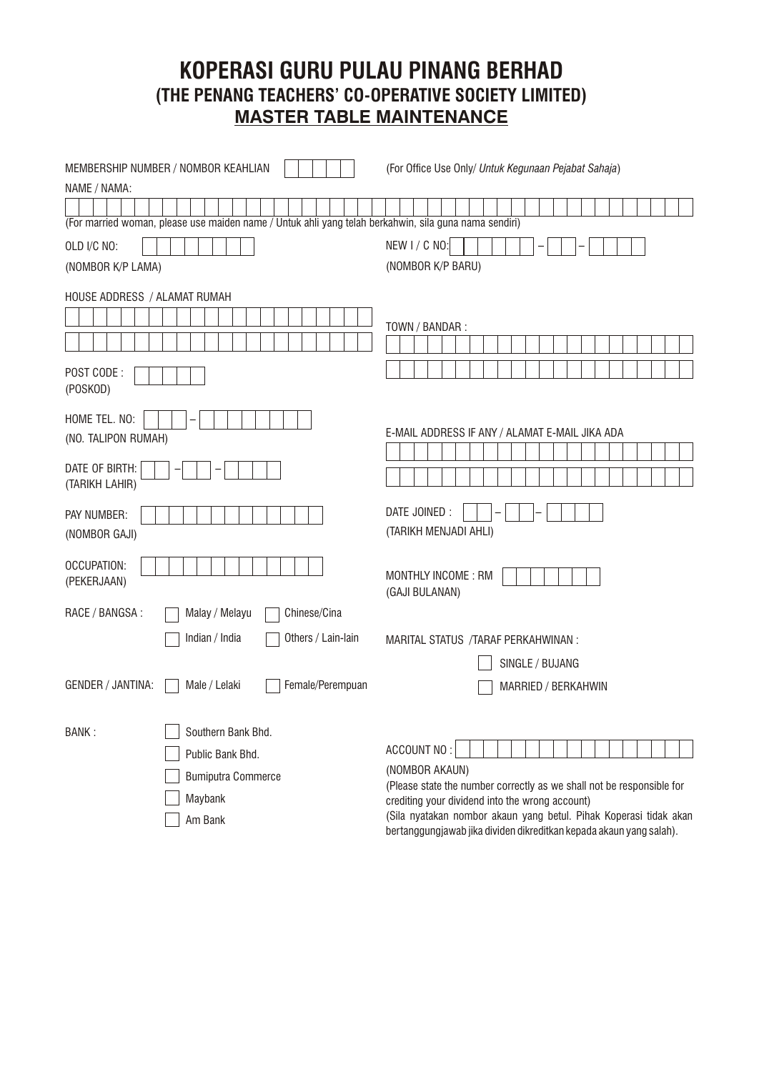# KOPERASI GURU PULAU PINANG BERHAD
## (THE PENANG TEACHERS' CO-OPERATIVE SOCIETY LIMITED)
## MASTER TABLE MAINTENANCE

MEMBERSHIP NUMBER / NOMBOR KEAHLIAN ☐☐☐☐☐

(For Office Use Only/ *Untuk Kegunaan Pejabat Sahaja*)

NAME / NAMA:

(For married woman, please use maiden name / Untuk ahli yang telah berkahwin, sila guna nama sendiri)

OLD I/C NO:
(NOMBOR K/P LAMA)

NEW I / C NO: ☐☐☐☐☐☐ – ☐☐ – ☐☐☐☐
(NOMBOR K/P BARU)

HOUSE ADDRESS / ALAMAT RUMAH

TOWN / BANDAR :

POST CODE :
(POSKOD)

HOME TEL. NO: ☐☐☐ – ☐☐☐☐☐☐☐☐
(NO. TALIPON RUMAH)

E-MAIL ADDRESS IF ANY / ALAMAT E-MAIL JIKA ADA

DATE OF BIRTH: ☐☐ – ☐☐ – ☐☐☐☐
(TARIKH LAHIR)

PAY NUMBER:
(NOMBOR GAJI)

DATE JOINED : ☐☐ – ☐☐ – ☐☐☐☐
(TARIKH MENJADI AHLI)

OCCUPATION:
(PEKERJAAN)

MONTHLY INCOME : RM
(GAJI BULANAN)

RACE / BANGSA :
- ☐ Malay / Melayu
- ☐ Chinese/Cina
- ☐ Indian / India
- ☐ Others / Lain-lain

MARITAL STATUS /TARAF PERKAHWINAN :
- ☐ SINGLE / BUJANG
- ☐ MARRIED / BERKAHWIN

GENDER / JANTINA:
- ☐ Male / Lelaki
- ☐ Female/Perempuan

BANK :
- ☐ Southern Bank Bhd.
- ☐ Public Bank Bhd.
- ☐ Bumiputra Commerce
- ☐ Maybank
- ☐ Am Bank

ACCOUNT NO :
(NOMBOR AKAUN)

(Please state the number correctly as we shall not be responsible for crediting your dividend into the wrong account)

(Sila nyatakan nombor akaun yang betul. Pihak Koperasi tidak akan bertanggungjawab jika dividen dikreditkan kepada akaun yang salah).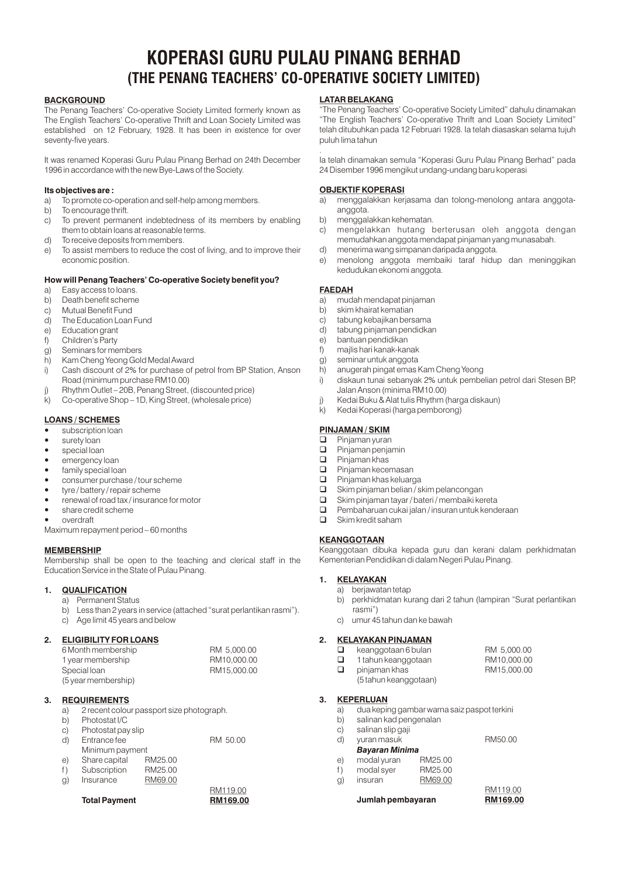# KOPERASI GURU PULAU PINANG BERHAD
## (THE PENANG TEACHERS' CO-OPERATIVE SOCIETY LIMITED)

### BACKGROUND

The Penang Teachers' Co-operative Society Limited formerly known as The English Teachers' Co-operative Thrift and Loan Society Limited was established on 12 February, 1928. It has been in existence for over seventy-five years.

It was renamed Koperasi Guru Pulau Pinang Berhad on 24th December 1996 in accordance with the new Bye-Laws of the Society.

**Its objectives are :**

a) To promote co-operation and self-help among members.
b) To encourage thrift.
c) To prevent permanent indebtedness of its members by enabling them to obtain loans at reasonable terms.
d) To receive deposits from members.
e) To assist members to reduce the cost of living, and to improve their economic position.

**How will Penang Teachers' Co-operative Society benefit you?**

a) Easy access to loans.
b) Death benefit scheme
c) Mutual Benefit Fund
d) The Education Loan Fund
e) Education grant
f) Children's Party
g) Seminars for members
h) Kam Cheng Yeong Gold Medal Award
i) Cash discount of 2% for purchase of petrol from BP Station, Anson Road (minimum purchase RM10.00)
j) Rhythm Outlet – 20B, Penang Street, (discounted price)
k) Co-operative Shop – 1D, King Street, (wholesale price)

### LOANS / SCHEMES

- subscription loan
- surety loan
- special loan
- emergency loan
- family special loan
- consumer purchase / tour scheme
- tyre / battery / repair scheme
- renewal of road tax / insurance for motor
- share credit scheme
- overdraft

Maximum repayment period – 60 months

### MEMBERSHIP

Membership shall be open to the teaching and clerical staff in the Education Service in the State of Pulau Pinang.

**1. QUALIFICATION**

a) Permanent Status
b) Less than 2 years in service (attached "surat perlantikan rasmi").
c) Age limit 45 years and below

**2. ELIGIBILITY FOR LOANS**

| | |
|---|---|
| 6 Month membership | RM 5,000.00 |
| 1 year membership | RM10,000.00 |
| Special loan (5 year membership) | RM15,000.00 |

**3. REQUIREMENTS**

a) 2 recent colour passport size photograph.
b) Photostat I/C
c) Photostat pay slip

| | | | |
|---|---|---|---|
| d) | Entrance fee | | RM 50.00 |
| | Minimum payment | | |
| e) | Share capital | RM25.00 | |
| f) | Subscription | RM25.00 | |
| g) | Insurance | RM69.00 | |
| | | | RM119.00 |
| | **Total Payment** | | **RM169.00** |

### LATAR BELAKANG

"The Penang Teachers' Co-operative Society Limited" dahulu dinamakan "The English Teachers' Co-operative Thrift and Loan Society Limited" telah ditubuhkan pada 12 Februari 1928. Ia telah diasaskan selama tujuh puluh lima tahun

Ia telah dinamakan semula "Koperasi Guru Pulau Pinang Berhad" pada 24 Disember 1996 mengikut undang-undang baru koperasi

### OBJEKTIF KOPERASI

a) menggalakkan kerjasama dan tolong-menolong antara anggota-anggota.
b) menggalakkan kehematan.
c) mengelakkan hutang berterusan oleh anggota dengan memudahkan anggota mendapat pinjaman yang munasabah.
d) menerima wang simpanan daripada anggota.
e) menolong anggota membaiki taraf hidup dan meninggikan kedudukan ekonomi anggota.

### FAEDAH

a) mudah mendapat pinjaman
b) skim khairat kematian
c) tabung kebajikan bersama
d) tabung pinjaman pendidkan
e) bantuan pendidikan
f) majlis hari kanak-kanak
g) seminar untuk anggota
h) anugerah pingat emas Kam Cheng Yeong
i) diskaun tunai sebanyak 2% untuk pembelian petrol dari Stesen BP, Jalan Anson (minima RM10.00)
j) Kedai Buku & Alat tulis Rhythm (harga diskaun)
k) Kedai Koperasi (harga pemborong)

### PINJAMAN / SKIM

- Pinjaman yuran
- Pinjaman penjamin
- Pinjaman khas
- Pinjaman kecemasan
- Pinjaman khas keluarga
- Skim pinjaman belian / skim pelancongan
- Skim pinjaman tayar / bateri / membaiki kereta
- Pembaharuan cukai jalan / insuran untuk kenderaan
- Skim kredit saham

### KEANGGOTAAN

Keanggotaan dibuka kepada guru dan kerani dalam perkhidmatan Kementerian Pendidikan di dalam Negeri Pulau Pinang.

**1. KELAYAKAN**

a) berjawatan tetap
b) perkhidmatan kurang dari 2 tahun (lampiran "Surat perlantikan rasmi")
c) umur 45 tahun dan ke bawah

**2. KELAYAKAN PINJAMAN**

| | |
|---|---|
| keanggotaan 6 bulan | RM 5,000.00 |
| 1 tahun keanggotaan | RM10,000.00 |
| pinjaman khas (5 tahun keanggotaan) | RM15,000.00 |

**3. KEPERLUAN**

a) dua keping gambar warna saiz paspot terkini
b) salinan kad pengenalan
c) salinan slip gaji

| | | | |
|---|---|---|---|
| d) | yuran masuk | | RM50.00 |
| | ***Bayaran Minima*** | | |
| e) | modal yuran | RM25.00 | |
| f) | modal syer | RM25.00 | |
| g) | insuran | RM69.00 | |
| | | | RM119.00 |
| | **Jumlah pembayaran** | | **RM169.00** |